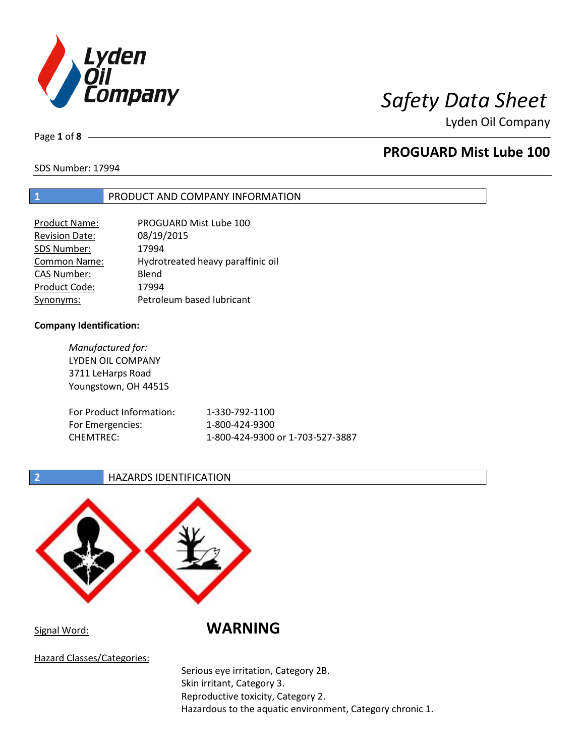# Safety Data Sheet

Lyden Oil Company

## PROGUARD Mist Lube 100

SDS Number: 17994

## 1 PRODUCT AND COMPANY INFORMATION

| | |
|---|---|
| Product Name: | PROGUARD Mist Lube 100 |
| Revision Date: | 08/19/2015 |
| SDS Number: | 17994 |
| Common Name: | Hydrotreated heavy paraffinic oil |
| CAS Number: | Blend |
| Product Code: | 17994 |
| Synonyms: | Petroleum based lubricant |

**Company Identification:**

*Manufactured for:*
LYDEN OIL COMPANY
3711 LeHarps Road
Youngstown, OH 44515

| | |
|---|---|
| For Product Information: | 1-330-792-1100 |
| For Emergencies: | 1-800-424-9300 |
| CHEMTREC: | 1-800-424-9300 or 1-703-527-3887 |

## 2 HAZARDS IDENTIFICATION

Signal Word: **WARNING**

Hazard Classes/Categories:

Serious eye irritation, Category 2B.
Skin irritant, Category 3.
Reproductive toxicity, Category 2.
Hazardous to the aquatic environment, Category chronic 1.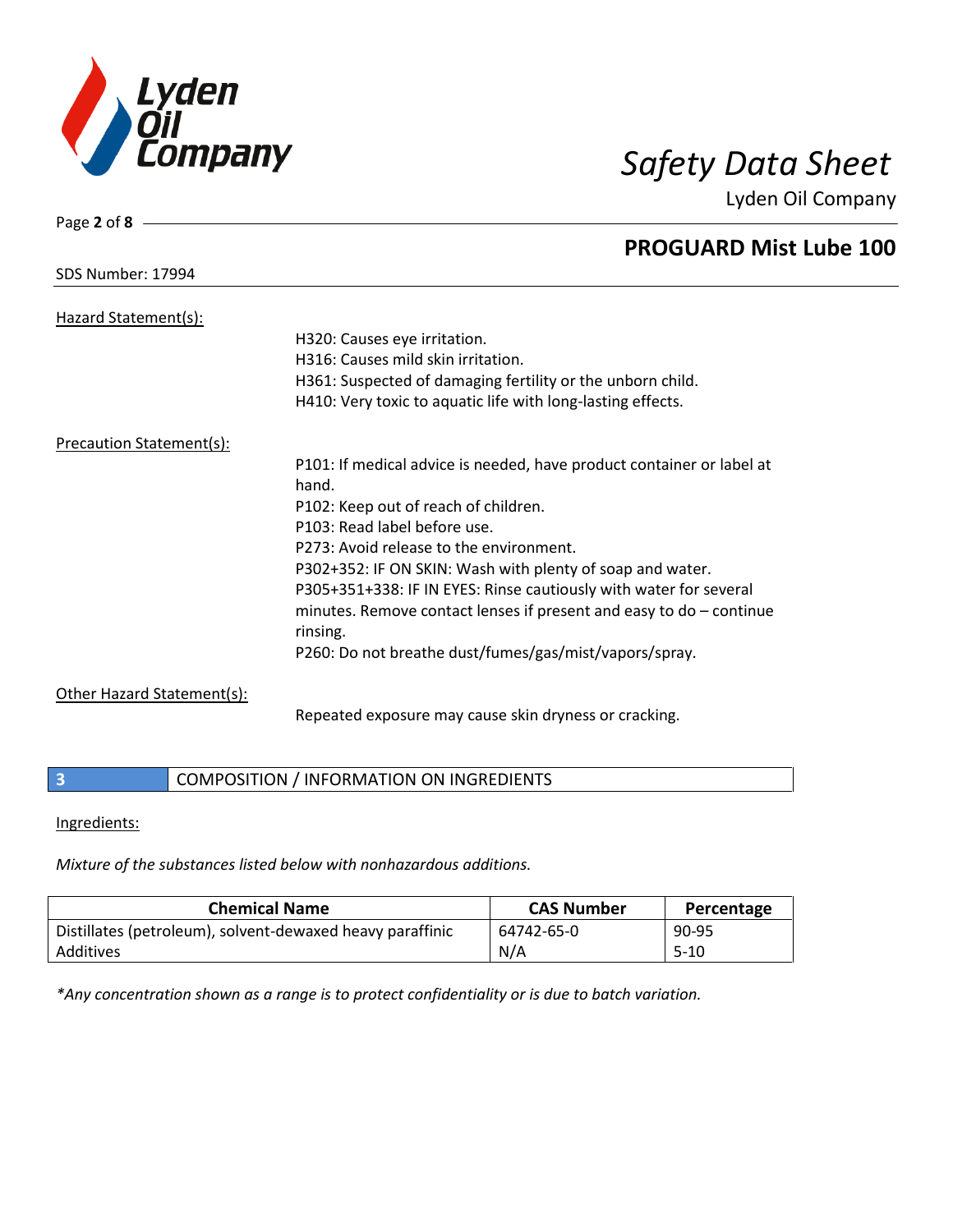Hazard Statement(s):

H320: Causes eye irritation.
H316: Causes mild skin irritation.
H361: Suspected of damaging fertility or the unborn child.
H410: Very toxic to aquatic life with long-lasting effects.

Precaution Statement(s):

P101: If medical advice is needed, have product container or label at hand.
P102: Keep out of reach of children.
P103: Read label before use.
P273: Avoid release to the environment.
P302+352: IF ON SKIN: Wash with plenty of soap and water.
P305+351+338: IF IN EYES: Rinse cautiously with water for several minutes. Remove contact lenses if present and easy to do – continue rinsing.
P260: Do not breathe dust/fumes/gas/mist/vapors/spray.

Other Hazard Statement(s):

Repeated exposure may cause skin dryness or cracking.

## 3 COMPOSITION / INFORMATION ON INGREDIENTS

Ingredients:

*Mixture of the substances listed below with nonhazardous additions.*

| Chemical Name | CAS Number | Percentage |
|---|---|---|
| Distillates (petroleum), solvent-dewaxed heavy paraffinic | 64742-65-0 | 90-95 |
| Additives | N/A | 5-10 |

*\*Any concentration shown as a range is to protect confidentiality or is due to batch variation.*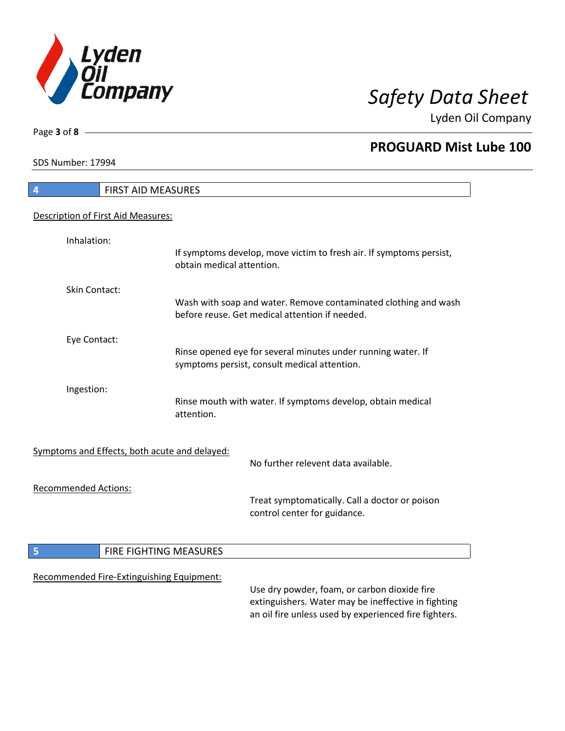## 4 FIRST AID MEASURES

Description of First Aid Measures:

**Inhalation:**
If symptoms develop, move victim to fresh air. If symptoms persist, obtain medical attention.

**Skin Contact:**
Wash with soap and water. Remove contaminated clothing and wash before reuse. Get medical attention if needed.

**Eye Contact:**
Rinse opened eye for several minutes under running water. If symptoms persist, consult medical attention.

**Ingestion:**
Rinse mouth with water. If symptoms develop, obtain medical attention.

Symptoms and Effects, both acute and delayed:

No further relevent data available.

Recommended Actions:

Treat symptomatically. Call a doctor or poison control center for guidance.

## 5 FIRE FIGHTING MEASURES

Recommended Fire-Extinguishing Equipment:

Use dry powder, foam, or carbon dioxide fire extinguishers. Water may be ineffective in fighting an oil fire unless used by experienced fire fighters.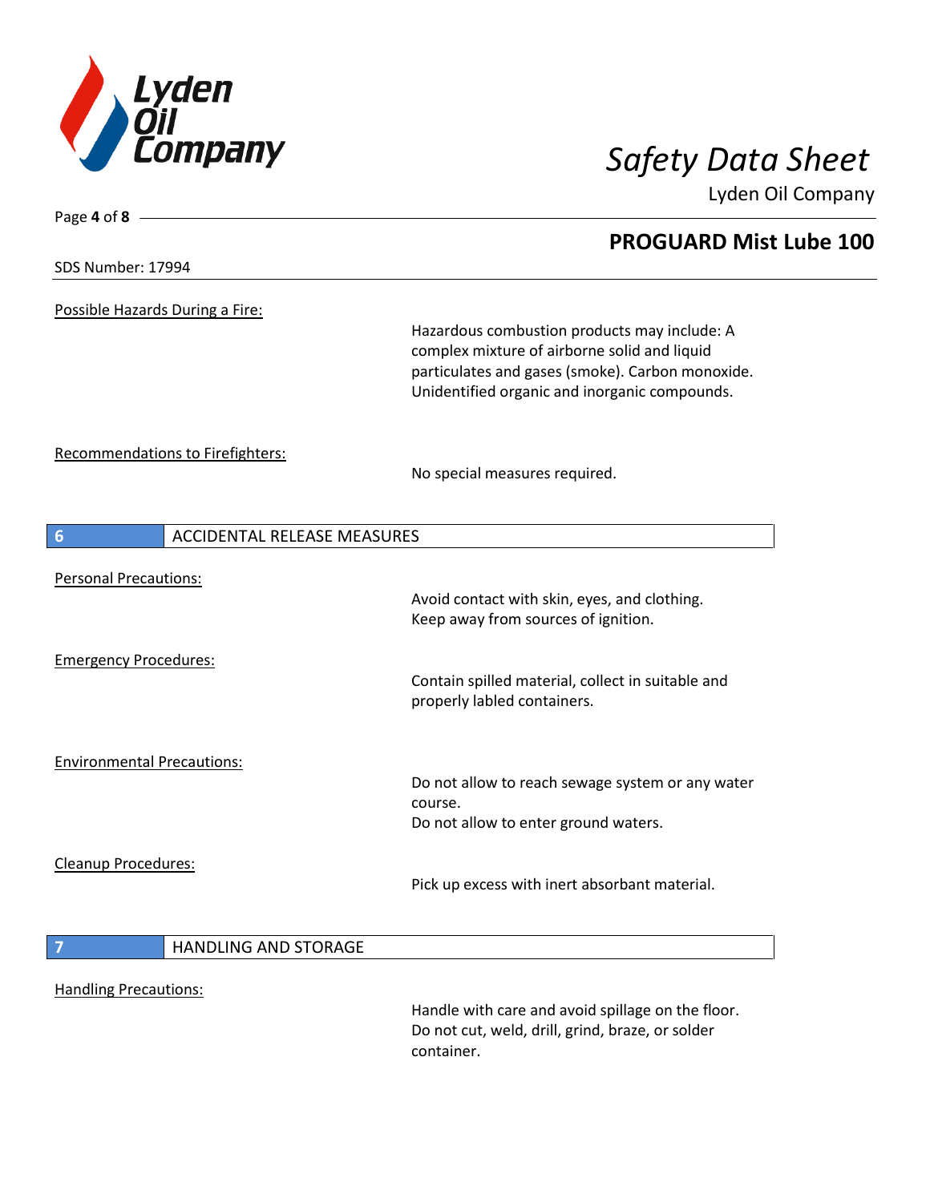# PROGUARD Mist Lube 100

SDS Number: 17994

Possible Hazards During a Fire:

Hazardous combustion products may include: A complex mixture of airborne solid and liquid particulates and gases (smoke). Carbon monoxide. Unidentified organic and inorganic compounds.

Recommendations to Firefighters:

No special measures required.

## 6 ACCIDENTAL RELEASE MEASURES

Personal Precautions:

Avoid contact with skin, eyes, and clothing.
Keep away from sources of ignition.

Emergency Procedures:

Contain spilled material, collect in suitable and properly labled containers.

Environmental Precautions:

Do not allow to reach sewage system or any water course.
Do not allow to enter ground waters.

Cleanup Procedures:

Pick up excess with inert absorbant material.

## 7 HANDLING AND STORAGE

Handling Precautions:

Handle with care and avoid spillage on the floor.
Do not cut, weld, drill, grind, braze, or solder container.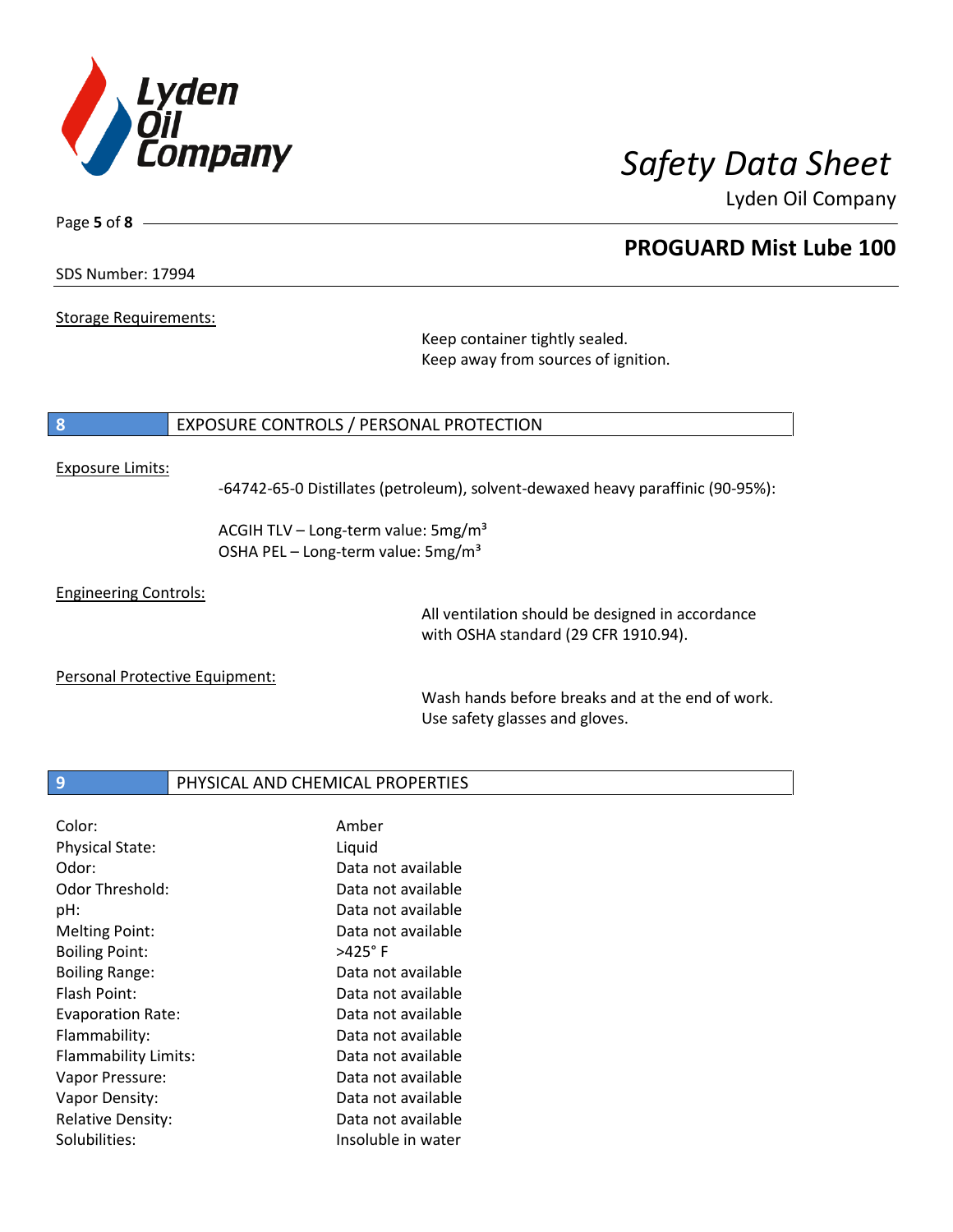Storage Requirements:

Keep container tightly sealed.
Keep away from sources of ignition.

## 8 EXPOSURE CONTROLS / PERSONAL PROTECTION

Exposure Limits:

-64742-65-0 Distillates (petroleum), solvent-dewaxed heavy paraffinic (90-95%):

ACGIH TLV – Long-term value: 5mg/m³
OSHA PEL – Long-term value: 5mg/m³

Engineering Controls:

All ventilation should be designed in accordance with OSHA standard (29 CFR 1910.94).

Personal Protective Equipment:

Wash hands before breaks and at the end of work.
Use safety glasses and gloves.

## 9 PHYSICAL AND CHEMICAL PROPERTIES

| | |
|---|---|
| Color: | Amber |
| Physical State: | Liquid |
| Odor: | Data not available |
| Odor Threshold: | Data not available |
| pH: | Data not available |
| Melting Point: | Data not available |
| Boiling Point: | >425° F |
| Boiling Range: | Data not available |
| Flash Point: | Data not available |
| Evaporation Rate: | Data not available |
| Flammability: | Data not available |
| Flammability Limits: | Data not available |
| Vapor Pressure: | Data not available |
| Vapor Density: | Data not available |
| Relative Density: | Data not available |
| Solubilities: | Insoluble in water |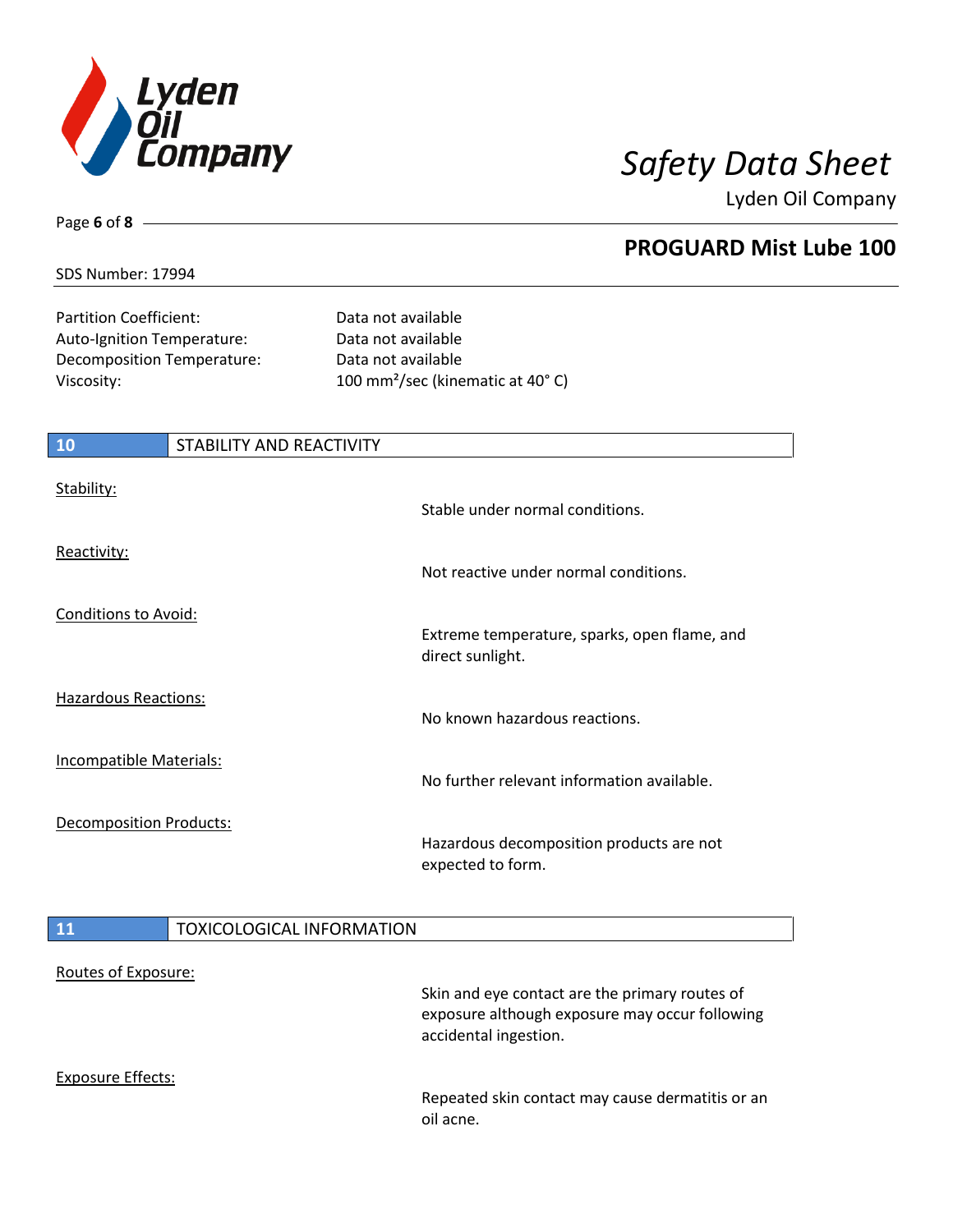| | |
|---|---|
| Partition Coefficient: | Data not available |
| Auto-Ignition Temperature: | Data not available |
| Decomposition Temperature: | Data not available |
| Viscosity: | 100 mm²/sec (kinematic at 40° C) |

## 10 STABILITY AND REACTIVITY

Stability:
Stable under normal conditions.

Reactivity:
Not reactive under normal conditions.

Conditions to Avoid:
Extreme temperature, sparks, open flame, and direct sunlight.

Hazardous Reactions:
No known hazardous reactions.

Incompatible Materials:
No further relevant information available.

Decomposition Products:
Hazardous decomposition products are not expected to form.

## 11 TOXICOLOGICAL INFORMATION

Routes of Exposure:
Skin and eye contact are the primary routes of exposure although exposure may occur following accidental ingestion.

Exposure Effects:
Repeated skin contact may cause dermatitis or an oil acne.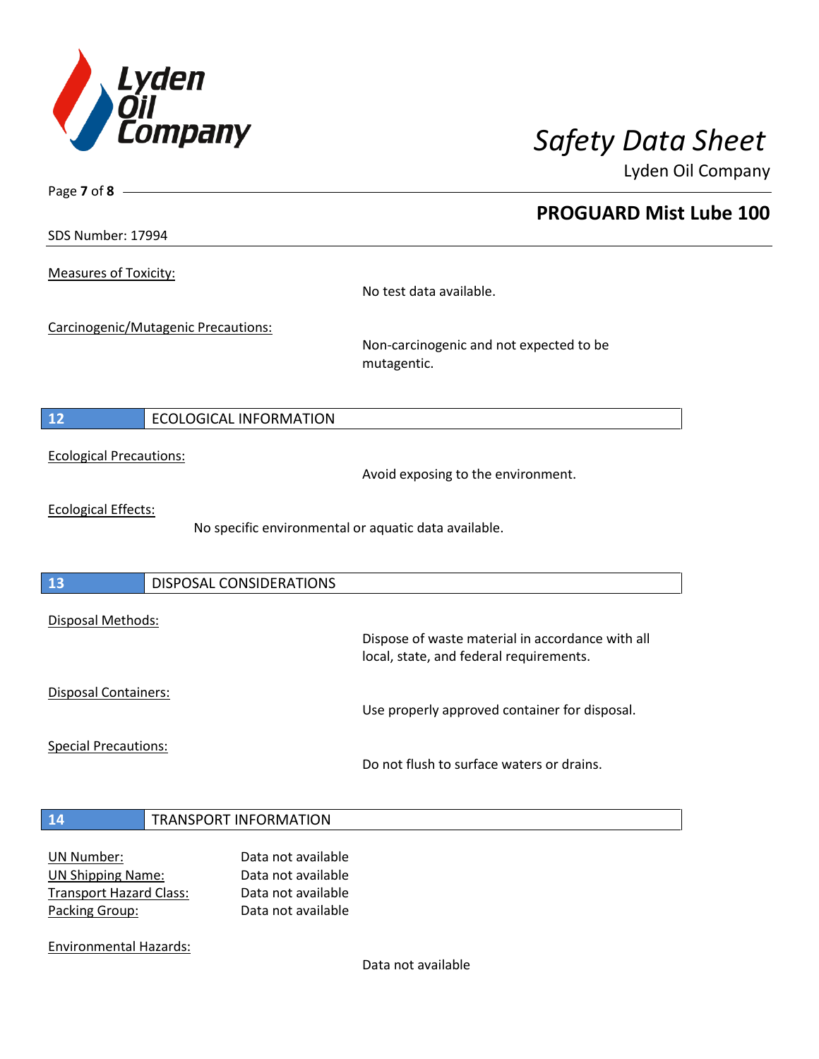Measures of Toxicity:

No test data available.

Carcinogenic/Mutagenic Precautions:

Non-carcinogenic and not expected to be mutagentic.

## 12 ECOLOGICAL INFORMATION

Ecological Precautions:

Avoid exposing to the environment.

Ecological Effects:

No specific environmental or aquatic data available.

## 13 DISPOSAL CONSIDERATIONS

Disposal Methods:

Dispose of waste material in accordance with all local, state, and federal requirements.

Disposal Containers:

Use properly approved container for disposal.

Special Precautions:

Do not flush to surface waters or drains.

## 14 TRANSPORT INFORMATION

UN Number: Data not available
UN Shipping Name: Data not available
Transport Hazard Class: Data not available
Packing Group: Data not available

Environmental Hazards:

Data not available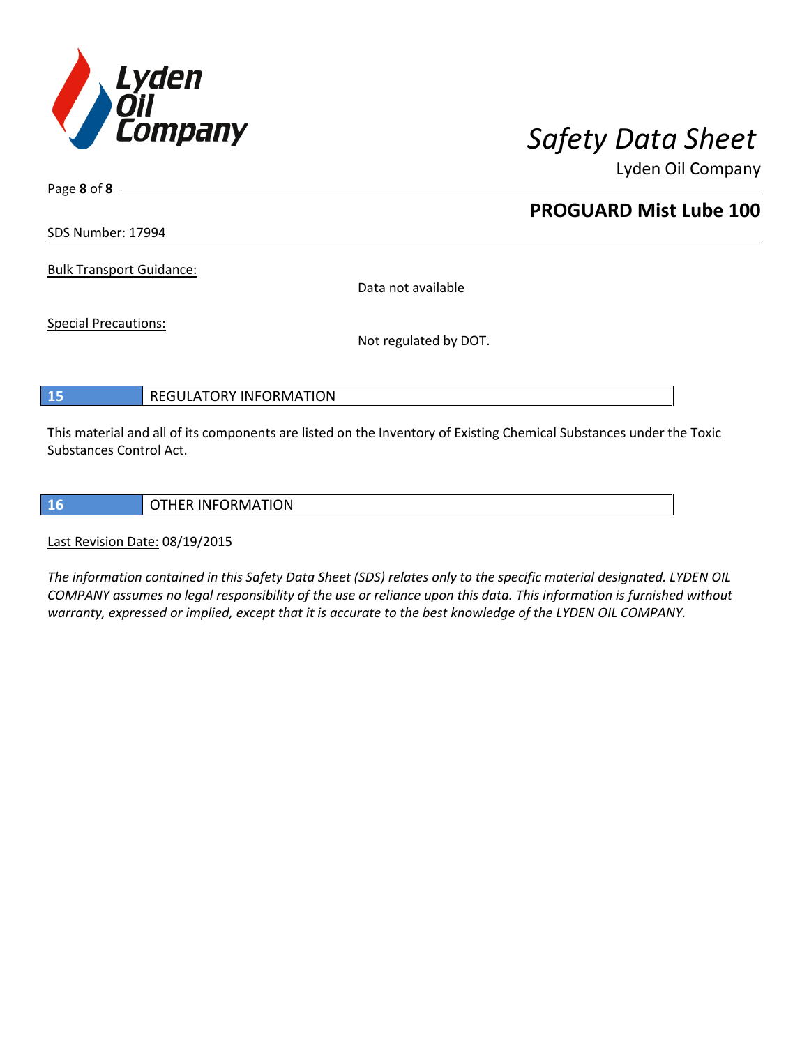Bulk Transport Guidance:

Data not available

Special Precautions:

Not regulated by DOT.

## 15 REGULATORY INFORMATION

This material and all of its components are listed on the Inventory of Existing Chemical Substances under the Toxic Substances Control Act.

## 16 OTHER INFORMATION

Last Revision Date: 08/19/2015

*The information contained in this Safety Data Sheet (SDS) relates only to the specific material designated. LYDEN OIL COMPANY assumes no legal responsibility of the use or reliance upon this data. This information is furnished without warranty, expressed or implied, except that it is accurate to the best knowledge of the LYDEN OIL COMPANY.*